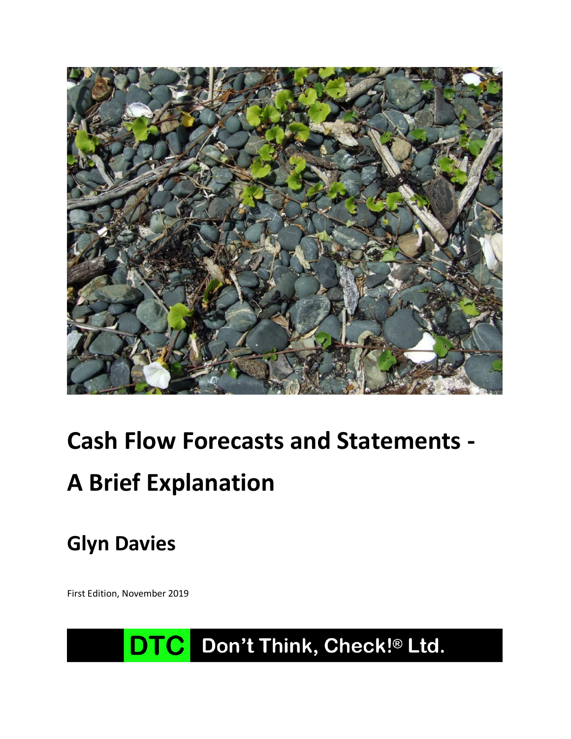# Cash Flow Forecasts and Statements - A Brief Explanation

## Glyn Davies

First Edition, November 2019

DTC Don't Think, Check!® Ltd.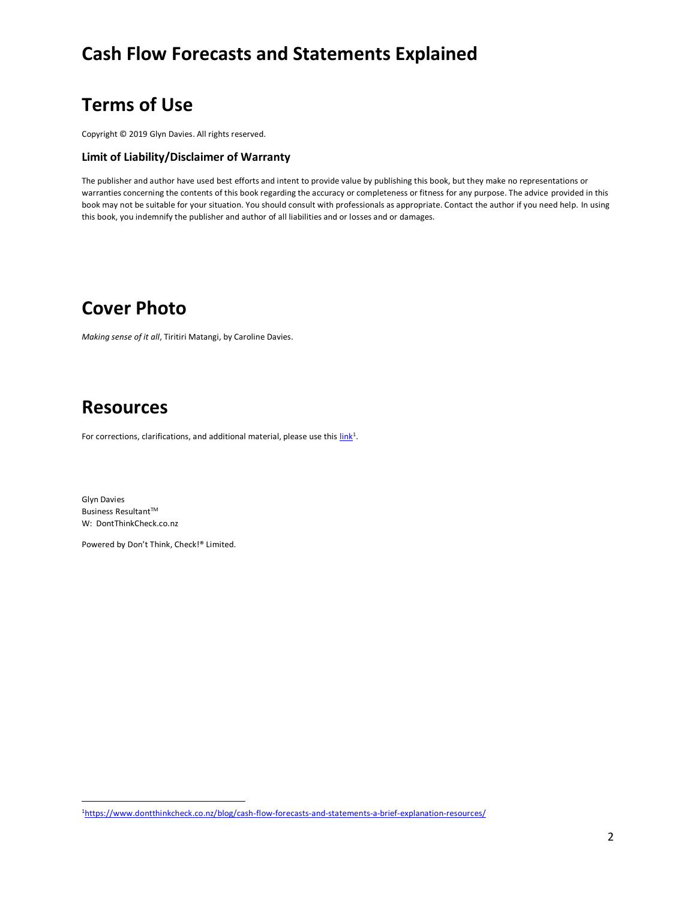# Cash Flow Forecasts and Statements Explained

## Terms of Use

Copyright © 2019 Glyn Davies. All rights reserved.

### Limit of Liability/Disclaimer of Warranty

The publisher and author have used best efforts and intent to provide value by publishing this book, but they make no representations or warranties concerning the contents of this book regarding the accuracy or completeness or fitness for any purpose. The advice provided in this book may not be suitable for your situation. You should consult with professionals as appropriate. Contact the author if you need help. In using this book, you indemnify the publisher and author of all liabilities and or losses and or damages.

## Cover Photo

*Making sense of it all*, Tiritiri Matangi, by Caroline Davies.

## Resources

For corrections, clarifications, and additional material, please use this link[1].

Glyn Davies
Business Resultant™
W: DontThinkCheck.co.nz

Powered by Don't Think, Check!® Limited.

---

[1] https://www.dontthinkcheck.co.nz/blog/cash-flow-forecasts-and-statements-a-brief-explanation-resources/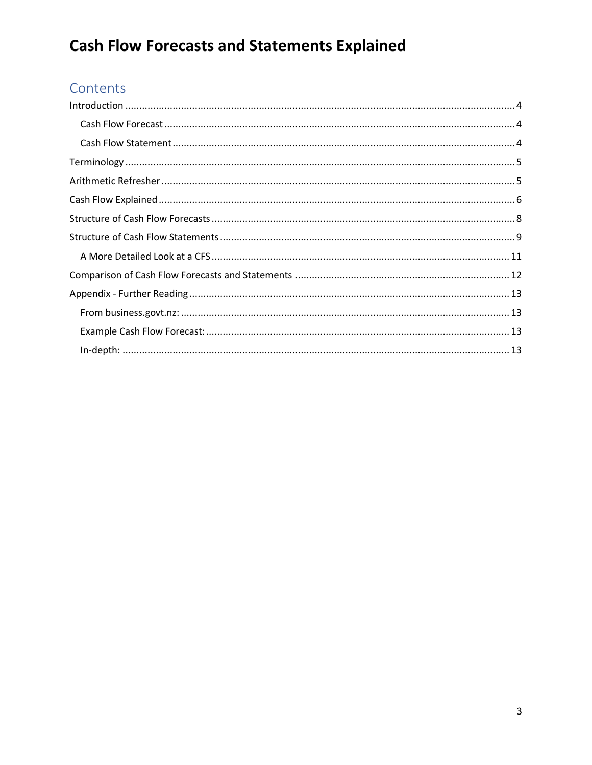# Cash Flow Forecasts and Statements Explained

## Contents

- Introduction ..... 4
  - Cash Flow Forecast ..... 4
  - Cash Flow Statement ..... 4
- Terminology ..... 5
- Arithmetic Refresher ..... 5
- Cash Flow Explained ..... 6
- Structure of Cash Flow Forecasts ..... 8
- Structure of Cash Flow Statements ..... 9
  - A More Detailed Look at a CFS ..... 11
- Comparison of Cash Flow Forecasts and Statements ..... 12
- Appendix - Further Reading ..... 13
  - From business.govt.nz: ..... 13
  - Example Cash Flow Forecast: ..... 13
  - In-depth: ..... 13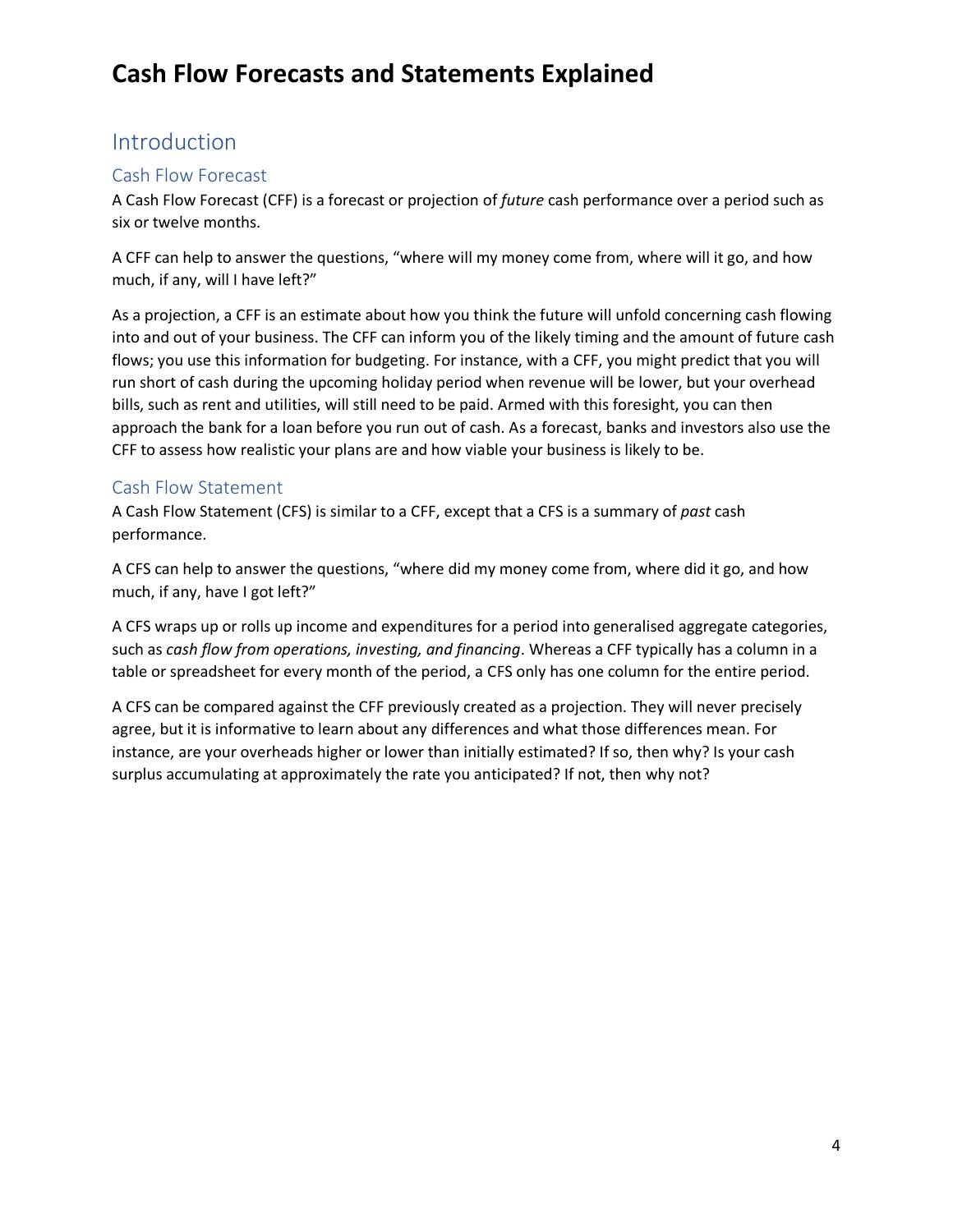# Cash Flow Forecasts and Statements Explained

## Introduction

### Cash Flow Forecast

A Cash Flow Forecast (CFF) is a forecast or projection of *future* cash performance over a period such as six or twelve months.

A CFF can help to answer the questions, “where will my money come from, where will it go, and how much, if any, will I have left?”

As a projection, a CFF is an estimate about how you think the future will unfold concerning cash flowing into and out of your business. The CFF can inform you of the likely timing and the amount of future cash flows; you use this information for budgeting. For instance, with a CFF, you might predict that you will run short of cash during the upcoming holiday period when revenue will be lower, but your overhead bills, such as rent and utilities, will still need to be paid. Armed with this foresight, you can then approach the bank for a loan before you run out of cash. As a forecast, banks and investors also use the CFF to assess how realistic your plans are and how viable your business is likely to be.

### Cash Flow Statement

A Cash Flow Statement (CFS) is similar to a CFF, except that a CFS is a summary of *past* cash performance.

A CFS can help to answer the questions, “where did my money come from, where did it go, and how much, if any, have I got left?”

A CFS wraps up or rolls up income and expenditures for a period into generalised aggregate categories, such as *cash flow from operations, investing, and financing*. Whereas a CFF typically has a column in a table or spreadsheet for every month of the period, a CFS only has one column for the entire period.

A CFS can be compared against the CFF previously created as a projection. They will never precisely agree, but it is informative to learn about any differences and what those differences mean. For instance, are your overheads higher or lower than initially estimated? If so, then why? Is your cash surplus accumulating at approximately the rate you anticipated? If not, then why not?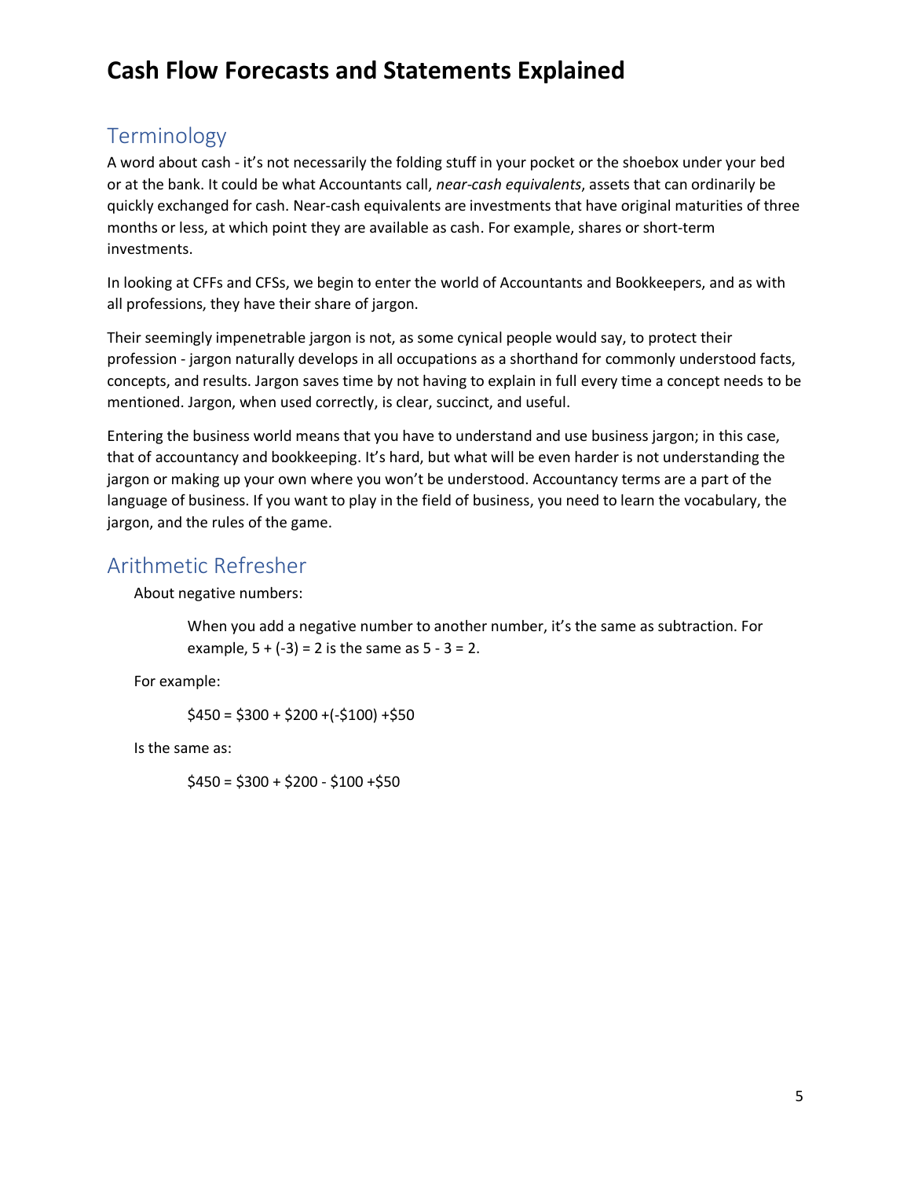# Cash Flow Forecasts and Statements Explained

## Terminology

A word about cash - it's not necessarily the folding stuff in your pocket or the shoebox under your bed or at the bank. It could be what Accountants call, *near-cash equivalents*, assets that can ordinarily be quickly exchanged for cash. Near-cash equivalents are investments that have original maturities of three months or less, at which point they are available as cash. For example, shares or short-term investments.

In looking at CFFs and CFSs, we begin to enter the world of Accountants and Bookkeepers, and as with all professions, they have their share of jargon.

Their seemingly impenetrable jargon is not, as some cynical people would say, to protect their profession - jargon naturally develops in all occupations as a shorthand for commonly understood facts, concepts, and results. Jargon saves time by not having to explain in full every time a concept needs to be mentioned. Jargon, when used correctly, is clear, succinct, and useful.

Entering the business world means that you have to understand and use business jargon; in this case, that of accountancy and bookkeeping. It's hard, but what will be even harder is not understanding the jargon or making up your own where you won't be understood. Accountancy terms are a part of the language of business. If you want to play in the field of business, you need to learn the vocabulary, the jargon, and the rules of the game.

## Arithmetic Refresher

About negative numbers:

> When you add a negative number to another number, it's the same as subtraction. For example, $5 + (-3) = 2$ is the same as $5 - 3 = 2$.

For example:

> \$450 = \$300 + \$200 +(-\$100) +\$50

Is the same as:

> \$450 = \$300 + \$200 - \$100 +\$50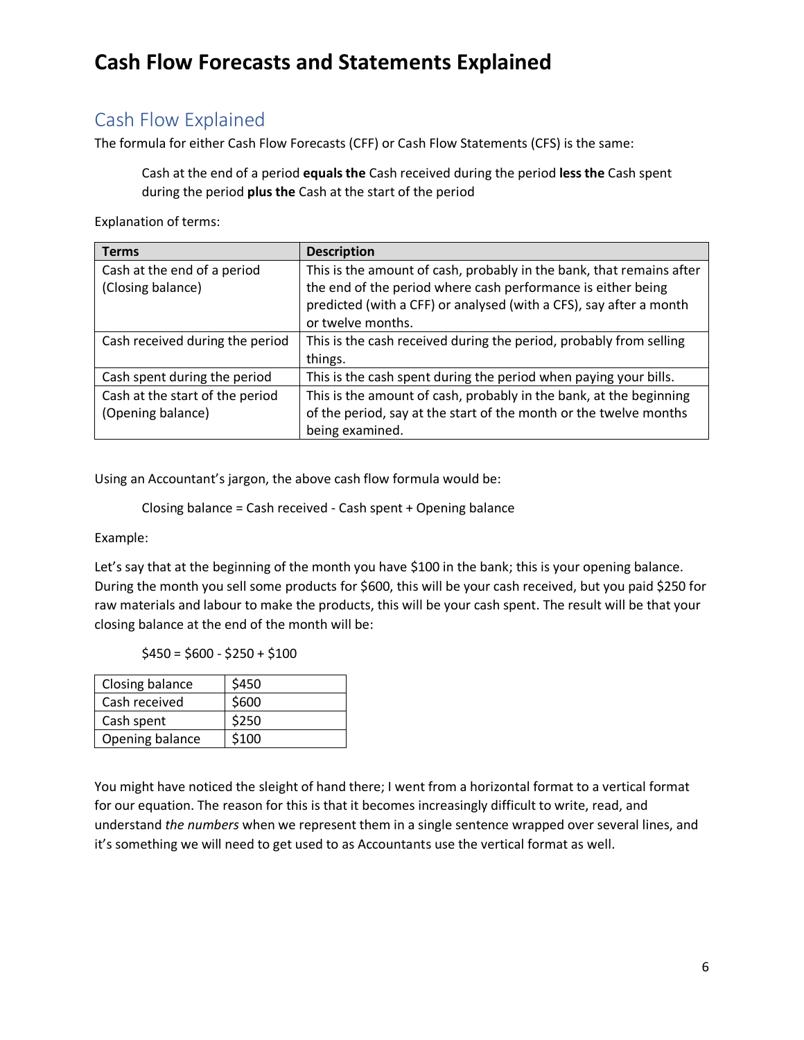# Cash Flow Forecasts and Statements Explained

## Cash Flow Explained

The formula for either Cash Flow Forecasts (CFF) or Cash Flow Statements (CFS) is the same:

> Cash at the end of a period **equals the** Cash received during the period **less the** Cash spent during the period **plus the** Cash at the start of the period

Explanation of terms:

| Terms | Description |
|---|---|
| Cash at the end of a period (Closing balance) | This is the amount of cash, probably in the bank, that remains after the end of the period where cash performance is either being predicted (with a CFF) or analysed (with a CFS), say after a month or twelve months. |
| Cash received during the period | This is the cash received during the period, probably from selling things. |
| Cash spent during the period | This is the cash spent during the period when paying your bills. |
| Cash at the start of the period (Opening balance) | This is the amount of cash, probably in the bank, at the beginning of the period, say at the start of the month or the twelve months being examined. |

Using an Accountant's jargon, the above cash flow formula would be:

> Closing balance = Cash received - Cash spent + Opening balance

Example:

Let's say that at the beginning of the month you have $100 in the bank; this is your opening balance. During the month you sell some products for $600, this will be your cash received, but you paid $250 for raw materials and labour to make the products, this will be your cash spent. The result will be that your closing balance at the end of the month will be:

> $450 = $600 - $250 + $100

| Closing balance | $450 |
|---|---|
| Cash received | $600 |
| Cash spent | $250 |
| Opening balance | $100 |

You might have noticed the sleight of hand there; I went from a horizontal format to a vertical format for our equation. The reason for this is that it becomes increasingly difficult to write, read, and understand *the numbers* when we represent them in a single sentence wrapped over several lines, and it's something we will need to get used to as Accountants use the vertical format as well.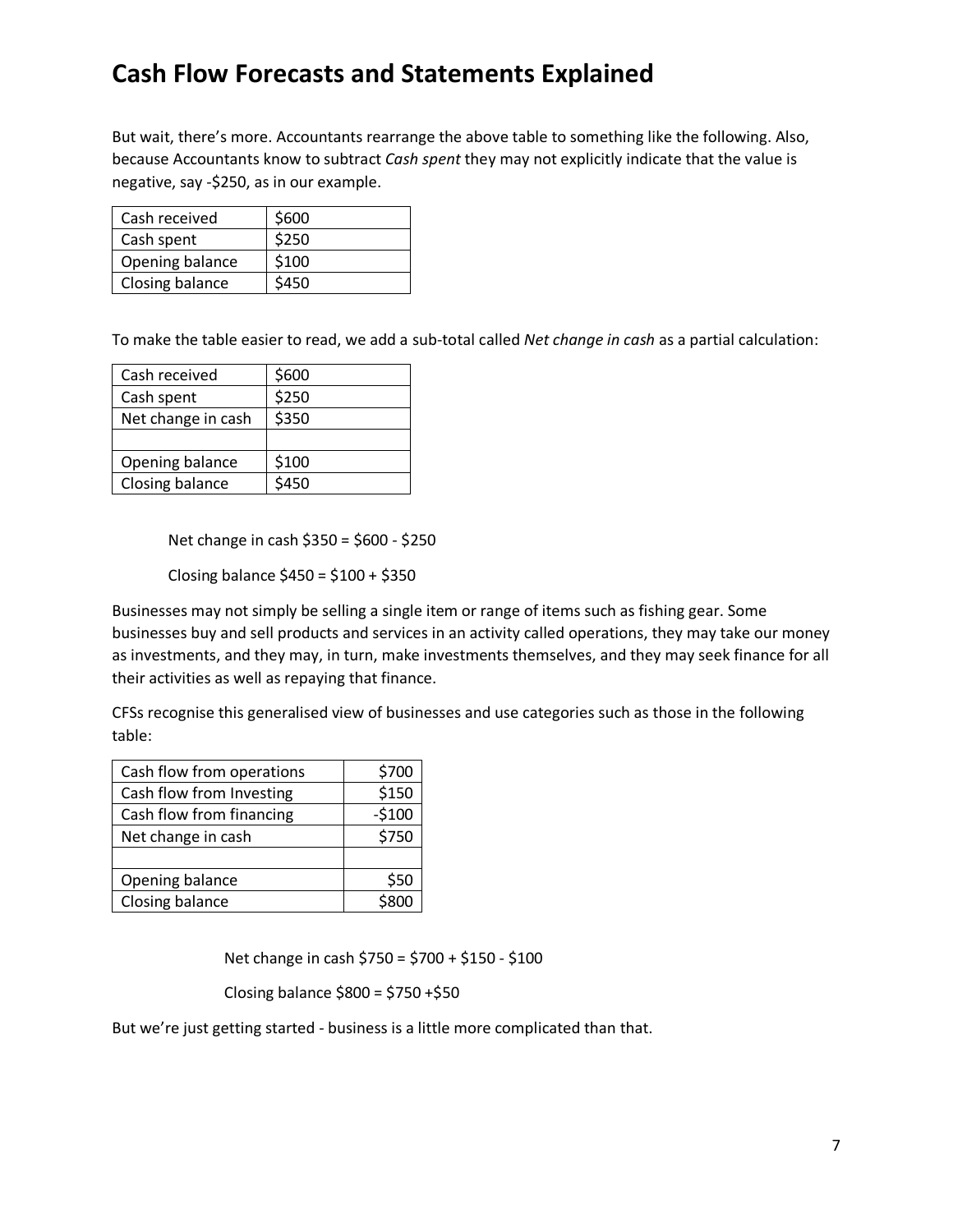# Cash Flow Forecasts and Statements Explained

But wait, there's more. Accountants rearrange the above table to something like the following. Also, because Accountants know to subtract *Cash spent* they may not explicitly indicate that the value is negative, say -$250, as in our example.

| Cash received | $600 |
|---|---|
| Cash spent | $250 |
| Opening balance | $100 |
| Closing balance | $450 |

To make the table easier to read, we add a sub-total called *Net change in cash* as a partial calculation:

| Cash received | $600 |
|---|---|
| Cash spent | $250 |
| Net change in cash | $350 |
| | |
| Opening balance | $100 |
| Closing balance | $450 |

Net change in cash $350 = $600 - $250

Closing balance $450 = $100 + $350

Businesses may not simply be selling a single item or range of items such as fishing gear. Some businesses buy and sell products and services in an activity called operations, they may take our money as investments, and they may, in turn, make investments themselves, and they may seek finance for all their activities as well as repaying that finance.

CFSs recognise this generalised view of businesses and use categories such as those in the following table:

| Cash flow from operations | $700 |
|---|---:|
| Cash flow from Investing | $150 |
| Cash flow from financing | -$100 |
| Net change in cash | $750 |
| | |
| Opening balance | $50 |
| Closing balance | $800 |

Net change in cash $750 = $700 + $150 - $100

Closing balance $800 = $750 +$50

But we're just getting started - business is a little more complicated than that.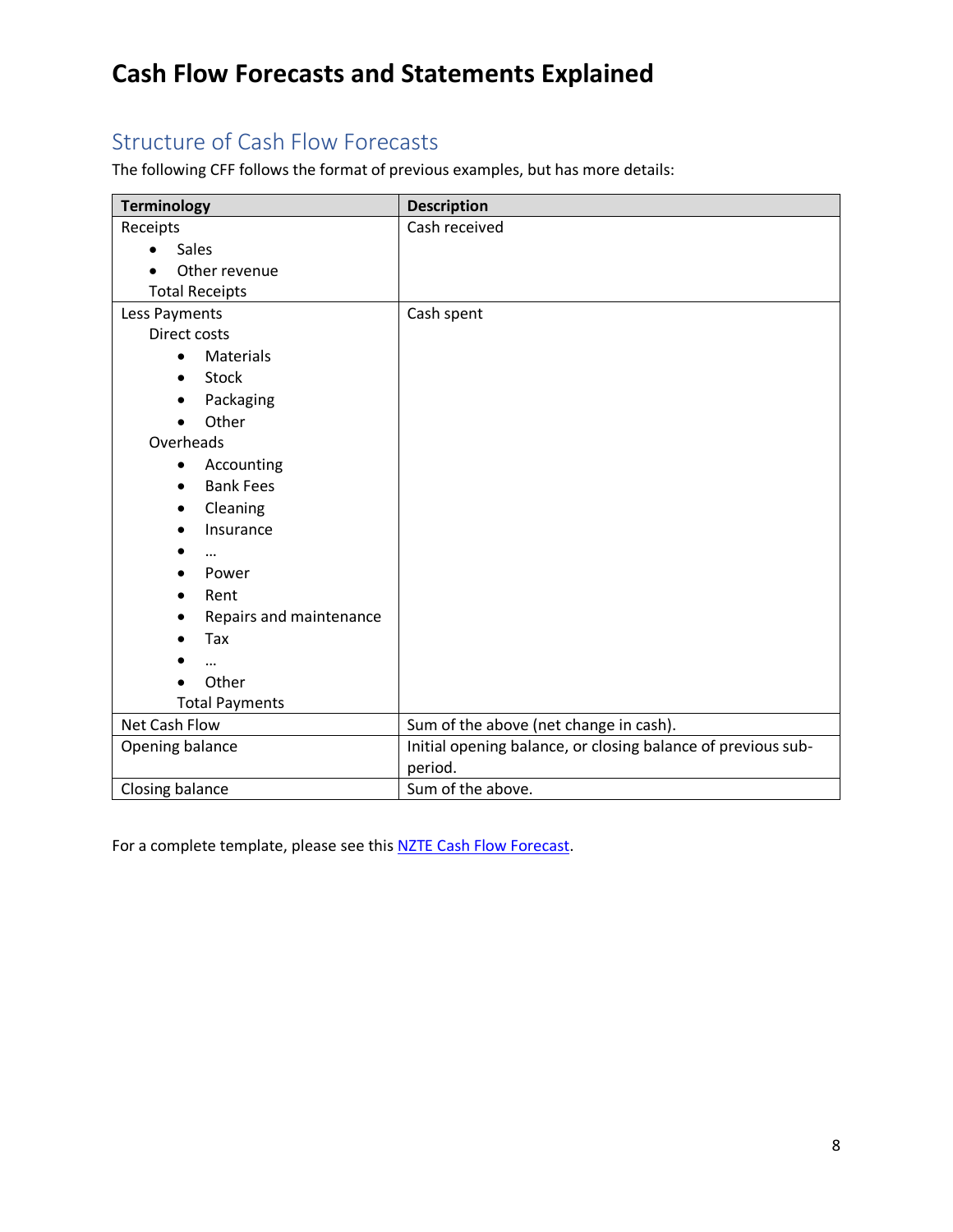# Cash Flow Forecasts and Statements Explained

## Structure of Cash Flow Forecasts

The following CFF follows the format of previous examples, but has more details:

| Terminology | Description |
|---|---|
| Receipts<br>• Sales<br>• Other revenue<br>Total Receipts | Cash received |
| Less Payments<br>Direct costs<br>• Materials<br>• Stock<br>• Packaging<br>• Other<br>Overheads<br>• Accounting<br>• Bank Fees<br>• Cleaning<br>• Insurance<br>• …<br>• Power<br>• Rent<br>• Repairs and maintenance<br>• Tax<br>• …<br>• Other<br>Total Payments | Cash spent |
| Net Cash Flow | Sum of the above (net change in cash). |
| Opening balance | Initial opening balance, or closing balance of previous sub-period. |
| Closing balance | Sum of the above. |

For a complete template, please see this [NZTE Cash Flow Forecast](NZTE Cash Flow Forecast).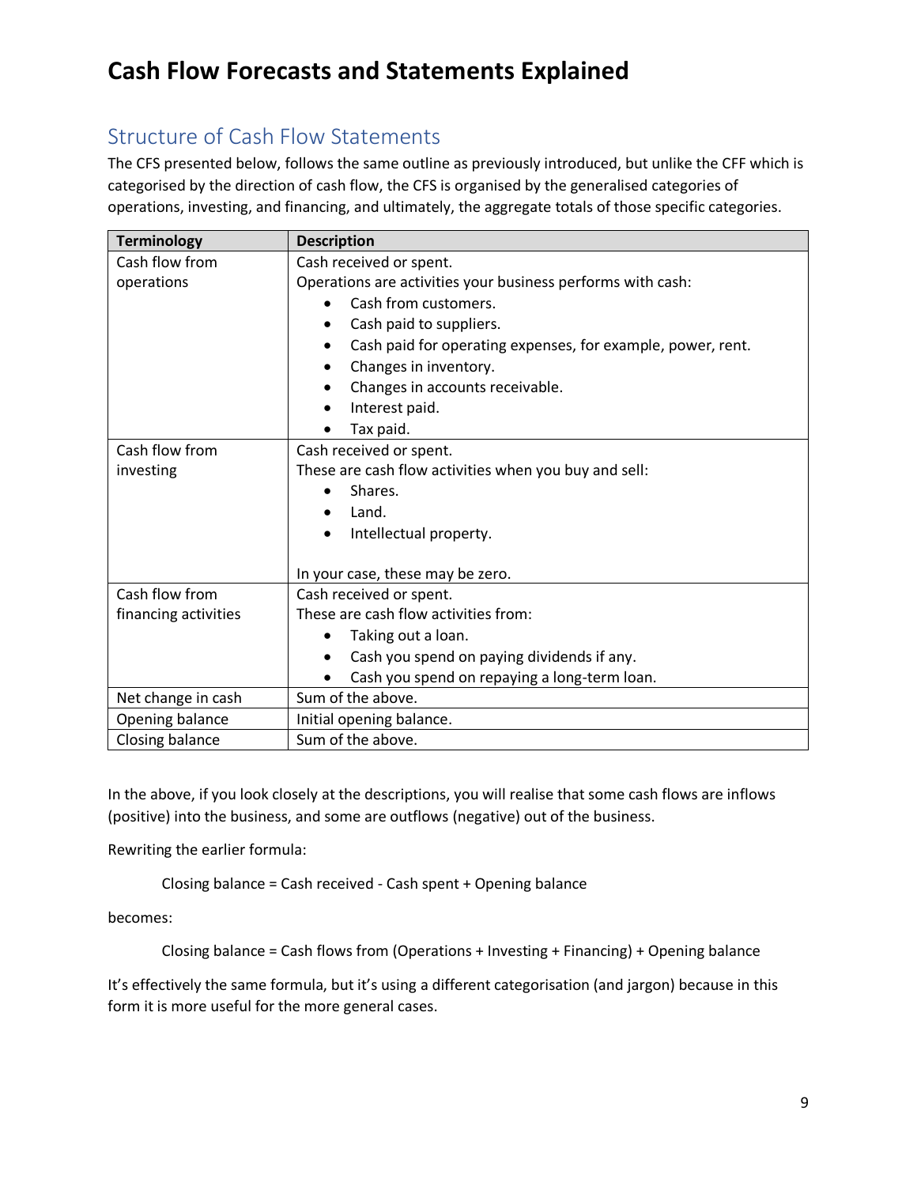# Cash Flow Forecasts and Statements Explained

## Structure of Cash Flow Statements

The CFS presented below, follows the same outline as previously introduced, but unlike the CFF which is categorised by the direction of cash flow, the CFS is organised by the generalised categories of operations, investing, and financing, and ultimately, the aggregate totals of those specific categories.

| Terminology | Description |
|---|---|
| Cash flow from operations | Cash received or spent.<br>Operations are activities your business performs with cash:<br>• Cash from customers.<br>• Cash paid to suppliers.<br>• Cash paid for operating expenses, for example, power, rent.<br>• Changes in inventory.<br>• Changes in accounts receivable.<br>• Interest paid.<br>• Tax paid. |
| Cash flow from investing | Cash received or spent.<br>These are cash flow activities when you buy and sell:<br>• Shares.<br>• Land.<br>• Intellectual property.<br><br>In your case, these may be zero. |
| Cash flow from financing activities | Cash received or spent.<br>These are cash flow activities from:<br>• Taking out a loan.<br>• Cash you spend on paying dividends if any.<br>• Cash you spend on repaying a long-term loan. |
| Net change in cash | Sum of the above. |
| Opening balance | Initial opening balance. |
| Closing balance | Sum of the above. |

In the above, if you look closely at the descriptions, you will realise that some cash flows are inflows (positive) into the business, and some are outflows (negative) out of the business.

Rewriting the earlier formula:

Closing balance = Cash received - Cash spent + Opening balance

becomes:

Closing balance = Cash flows from (Operations + Investing + Financing) + Opening balance

It's effectively the same formula, but it's using a different categorisation (and jargon) because in this form it is more useful for the more general cases.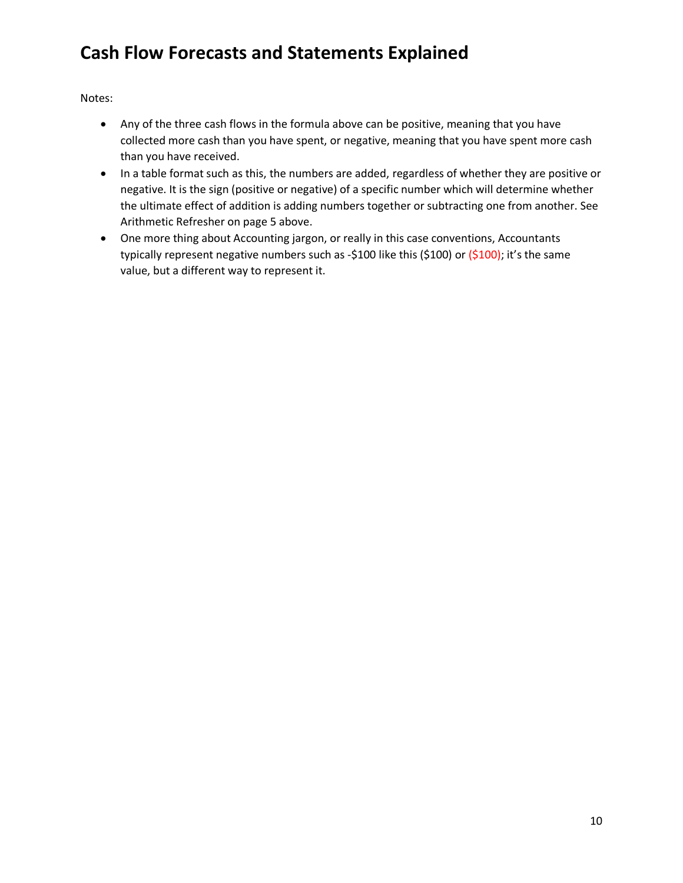# Cash Flow Forecasts and Statements Explained

Notes:

- Any of the three cash flows in the formula above can be positive, meaning that you have collected more cash than you have spent, or negative, meaning that you have spent more cash than you have received.
- In a table format such as this, the numbers are added, regardless of whether they are positive or negative. It is the sign (positive or negative) of a specific number which will determine whether the ultimate effect of addition is adding numbers together or subtracting one from another. See Arithmetic Refresher on page 5 above.
- One more thing about Accounting jargon, or really in this case conventions, Accountants typically represent negative numbers such as -$100 like this ($100) or ($100); it's the same value, but a different way to represent it.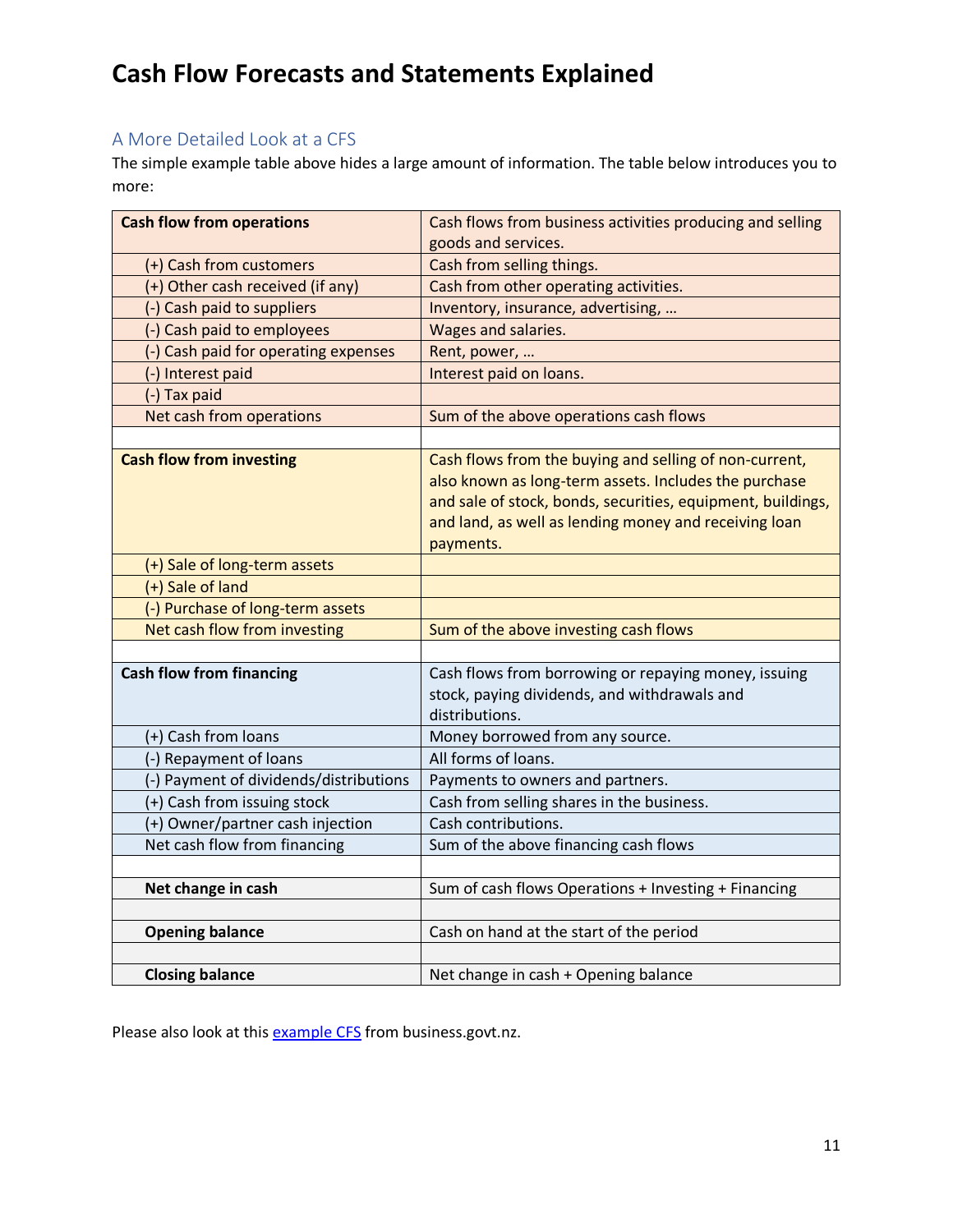# Cash Flow Forecasts and Statements Explained

## A More Detailed Look at a CFS

The simple example table above hides a large amount of information. The table below introduces you to more:

| **Cash flow from operations** | Cash flows from business activities producing and selling goods and services. |
|---|---|
| (+) Cash from customers | Cash from selling things. |
| (+) Other cash received (if any) | Cash from other operating activities. |
| (-) Cash paid to suppliers | Inventory, insurance, advertising, … |
| (-) Cash paid to employees | Wages and salaries. |
| (-) Cash paid for operating expenses | Rent, power, … |
| (-) Interest paid | Interest paid on loans. |
| (-) Tax paid | |
| Net cash from operations | Sum of the above operations cash flows |
| | |
| **Cash flow from investing** | Cash flows from the buying and selling of non-current, also known as long-term assets. Includes the purchase and sale of stock, bonds, securities, equipment, buildings, and land, as well as lending money and receiving loan payments. |
| (+) Sale of long-term assets | |
| (+) Sale of land | |
| (-) Purchase of long-term assets | |
| Net cash flow from investing | Sum of the above investing cash flows |
| | |
| **Cash flow from financing** | Cash flows from borrowing or repaying money, issuing stock, paying dividends, and withdrawals and distributions. |
| (+) Cash from loans | Money borrowed from any source. |
| (-) Repayment of loans | All forms of loans. |
| (-) Payment of dividends/distributions | Payments to owners and partners. |
| (+) Cash from issuing stock | Cash from selling shares in the business. |
| (+) Owner/partner cash injection | Cash contributions. |
| Net cash flow from financing | Sum of the above financing cash flows |
| | |
| **Net change in cash** | Sum of cash flows Operations + Investing + Financing |
| | |
| **Opening balance** | Cash on hand at the start of the period |
| | |
| **Closing balance** | Net change in cash + Opening balance |

Please also look at this [example CFS](example CFS) from business.govt.nz.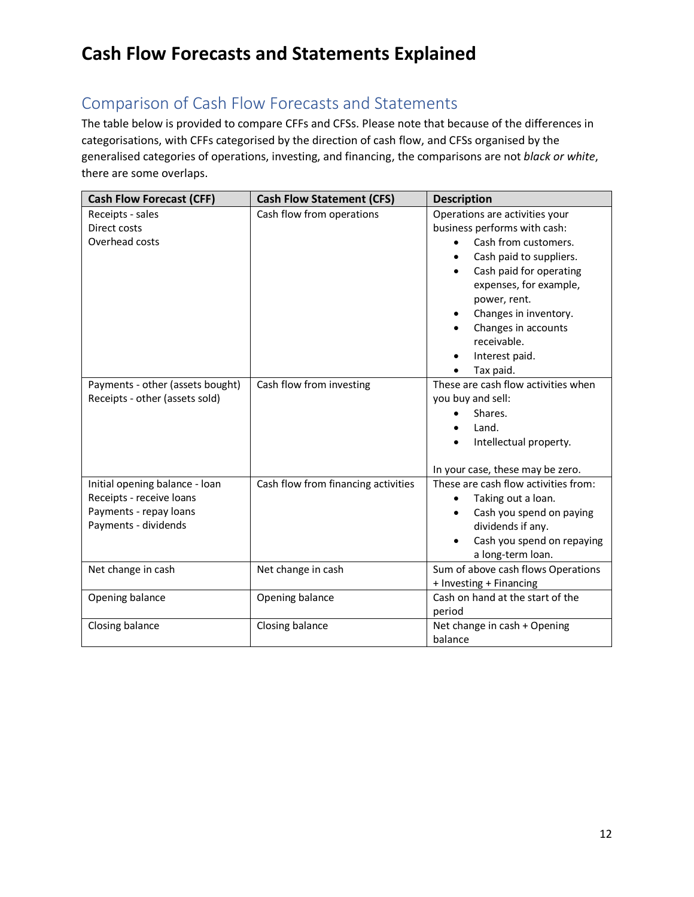# Cash Flow Forecasts and Statements Explained

## Comparison of Cash Flow Forecasts and Statements

The table below is provided to compare CFFs and CFSs. Please note that because of the differences in categorisations, with CFFs categorised by the direction of cash flow, and CFSs organised by the generalised categories of operations, investing, and financing, the comparisons are not *black or white*, there are some overlaps.

| Cash Flow Forecast (CFF) | Cash Flow Statement (CFS) | Description |
|---|---|---|
| Receipts - sales<br>Direct costs<br>Overhead costs | Cash flow from operations | Operations are activities your business performs with cash:<br>• Cash from customers.<br>• Cash paid to suppliers.<br>• Cash paid for operating expenses, for example, power, rent.<br>• Changes in inventory.<br>• Changes in accounts receivable.<br>• Interest paid.<br>• Tax paid. |
| Payments - other (assets bought)<br>Receipts - other (assets sold) | Cash flow from investing | These are cash flow activities when you buy and sell:<br>• Shares.<br>• Land.<br>• Intellectual property.<br><br>In your case, these may be zero. |
| Initial opening balance - loan<br>Receipts - receive loans<br>Payments - repay loans<br>Payments - dividends | Cash flow from financing activities | These are cash flow activities from:<br>• Taking out a loan.<br>• Cash you spend on paying dividends if any.<br>• Cash you spend on repaying a long-term loan. |
| Net change in cash | Net change in cash | Sum of above cash flows Operations + Investing + Financing |
| Opening balance | Opening balance | Cash on hand at the start of the period |
| Closing balance | Closing balance | Net change in cash + Opening balance |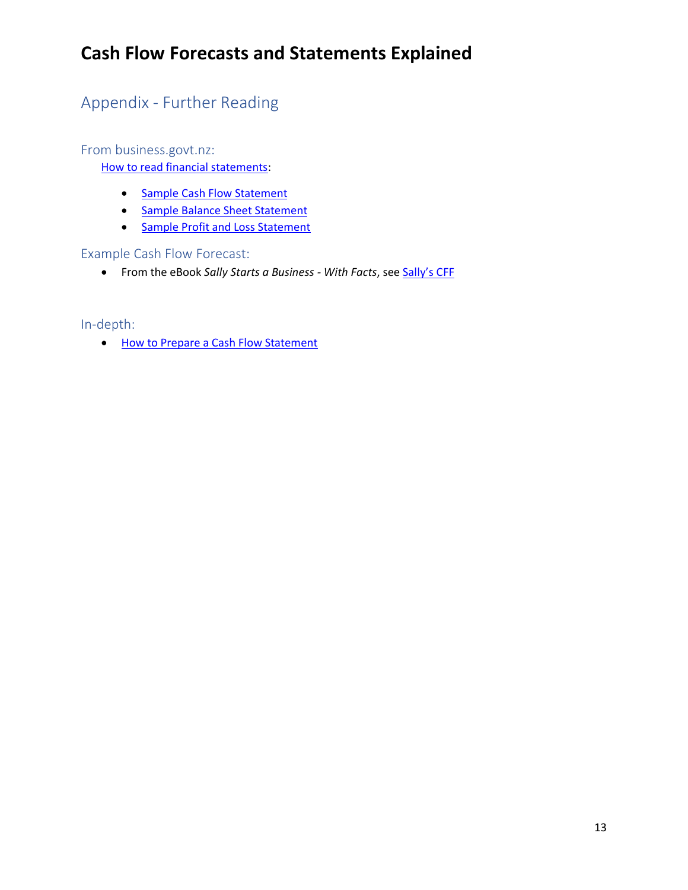# Cash Flow Forecasts and Statements Explained

## Appendix - Further Reading

### From business.govt.nz:

How to read financial statements:

- Sample Cash Flow Statement
- Sample Balance Sheet Statement
- Sample Profit and Loss Statement

### Example Cash Flow Forecast:

- From the eBook *Sally Starts a Business - With Facts*, see Sally's CFF

### In-depth:

- How to Prepare a Cash Flow Statement